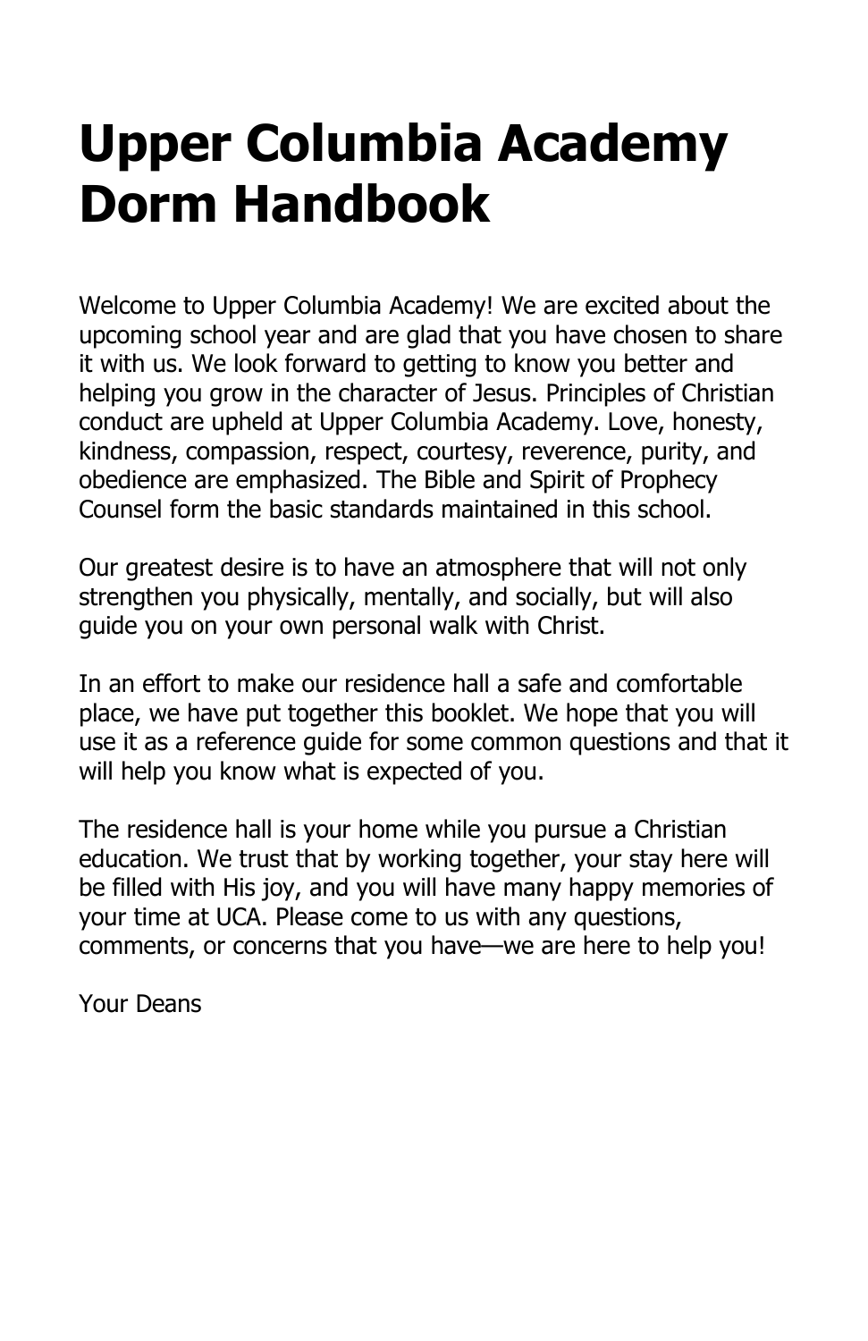# Upper Columbia Academy Dorm Handbook

Welcome to Upper Columbia Academy! We are excited about the upcoming school year and are glad that you have chosen to share it with us. We look forward to getting to know you better and helping you grow in the character of Jesus. Principles of Christian conduct are upheld at Upper Columbia Academy. Love, honesty, kindness, compassion, respect, courtesy, reverence, purity, and obedience are emphasized. The Bible and Spirit of Prophecy Counsel form the basic standards maintained in this school.

Our greatest desire is to have an atmosphere that will not only strengthen you physically, mentally, and socially, but will also guide you on your own personal walk with Christ.

In an effort to make our residence hall a safe and comfortable place, we have put together this booklet. We hope that you will use it as a reference guide for some common questions and that it will help you know what is expected of you.

The residence hall is your home while you pursue a Christian education. We trust that by working together, your stay here will be filled with His joy, and you will have many happy memories of your time at UCA. Please come to us with any questions, comments, or concerns that you have—we are here to help you!

Your Deans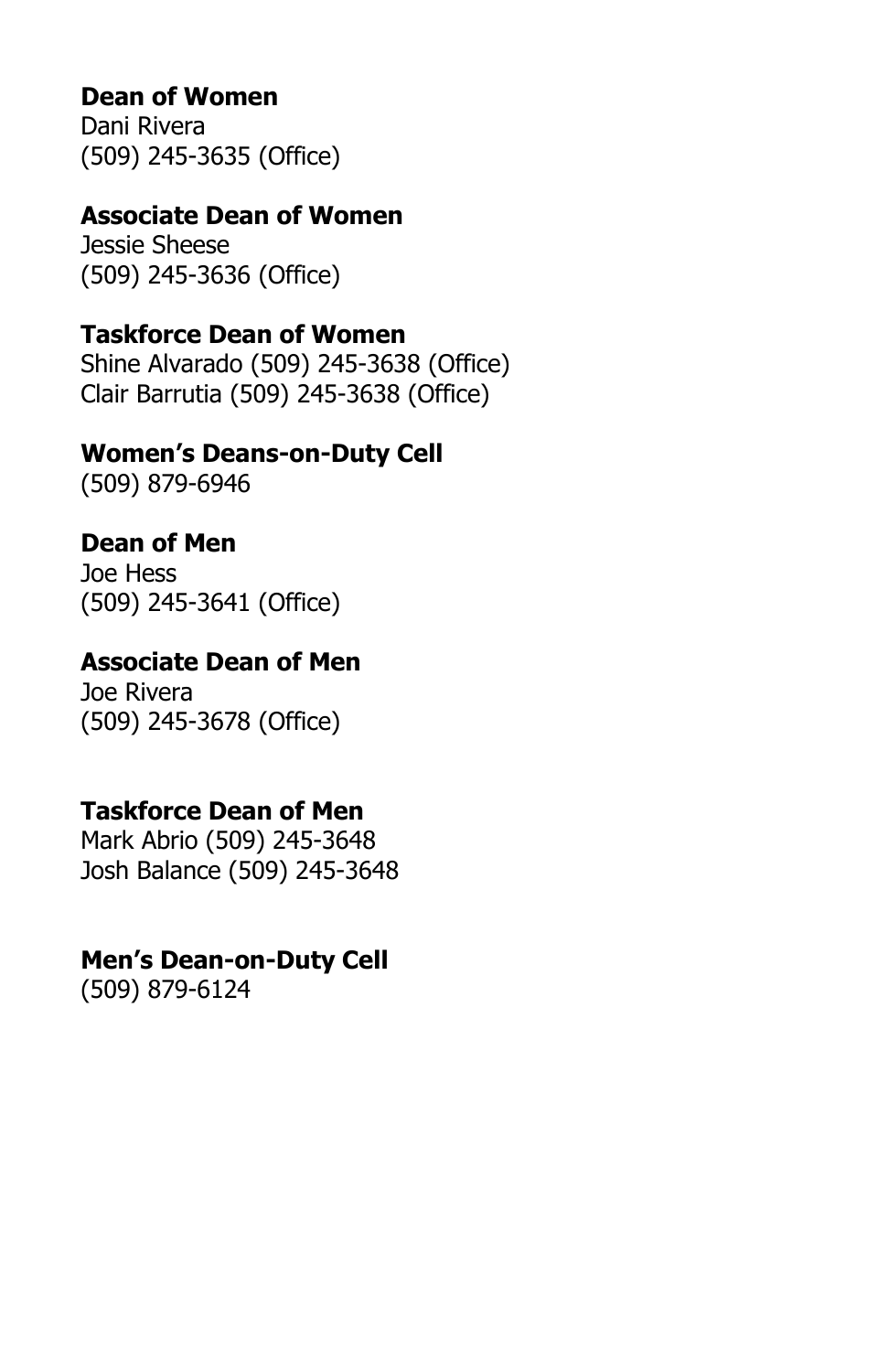**Dean of Women**
Dani Rivera
(509) 245-3635 (Office)

**Associate Dean of Women**
Jessie Sheese
(509) 245-3636 (Office)

**Taskforce Dean of Women**
Shine Alvarado (509) 245-3638 (Office)
Clair Barrutia (509) 245-3638 (Office)

**Women's Deans-on-Duty Cell**
(509) 879-6946

**Dean of Men**
Joe Hess
(509) 245-3641 (Office)

**Associate Dean of Men**
Joe Rivera
(509) 245-3678 (Office)

**Taskforce Dean of Men**
Mark Abrio (509) 245-3648
Josh Balance (509) 245-3648

**Men's Dean-on-Duty Cell**
(509) 879-6124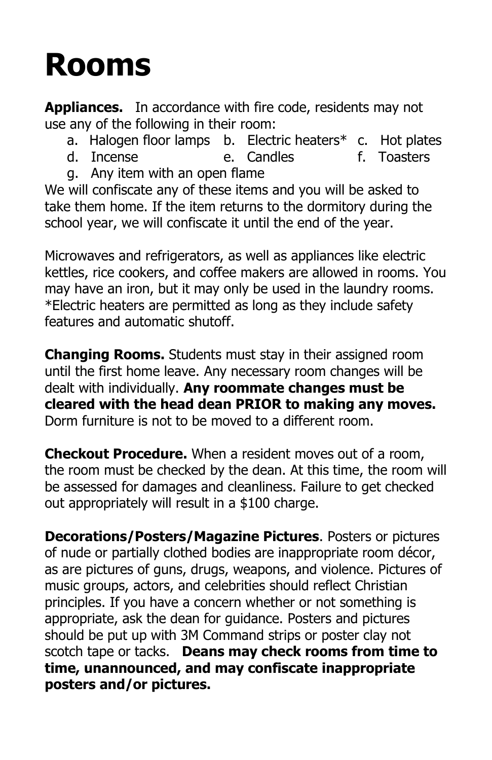# Rooms

**Appliances.** In accordance with fire code, residents may not use any of the following in their room:

a. Halogen floor lamps
b. Electric heaters*
c. Hot plates
d. Incense
e. Candles
f. Toasters
g. Any item with an open flame

We will confiscate any of these items and you will be asked to take them home. If the item returns to the dormitory during the school year, we will confiscate it until the end of the year.

Microwaves and refrigerators, as well as appliances like electric kettles, rice cookers, and coffee makers are allowed in rooms. You may have an iron, but it may only be used in the laundry rooms. *Electric heaters are permitted as long as they include safety features and automatic shutoff.

**Changing Rooms.** Students must stay in their assigned room until the first home leave. Any necessary room changes will be dealt with individually. **Any roommate changes must be cleared with the head dean PRIOR to making any moves.** Dorm furniture is not to be moved to a different room.

**Checkout Procedure.** When a resident moves out of a room, the room must be checked by the dean. At this time, the room will be assessed for damages and cleanliness. Failure to get checked out appropriately will result in a $100 charge.

**Decorations/Posters/Magazine Pictures**. Posters or pictures of nude or partially clothed bodies are inappropriate room décor, as are pictures of guns, drugs, weapons, and violence. Pictures of music groups, actors, and celebrities should reflect Christian principles. If you have a concern whether or not something is appropriate, ask the dean for guidance. Posters and pictures should be put up with 3M Command strips or poster clay not scotch tape or tacks. **Deans may check rooms from time to time, unannounced, and may confiscate inappropriate posters and/or pictures.**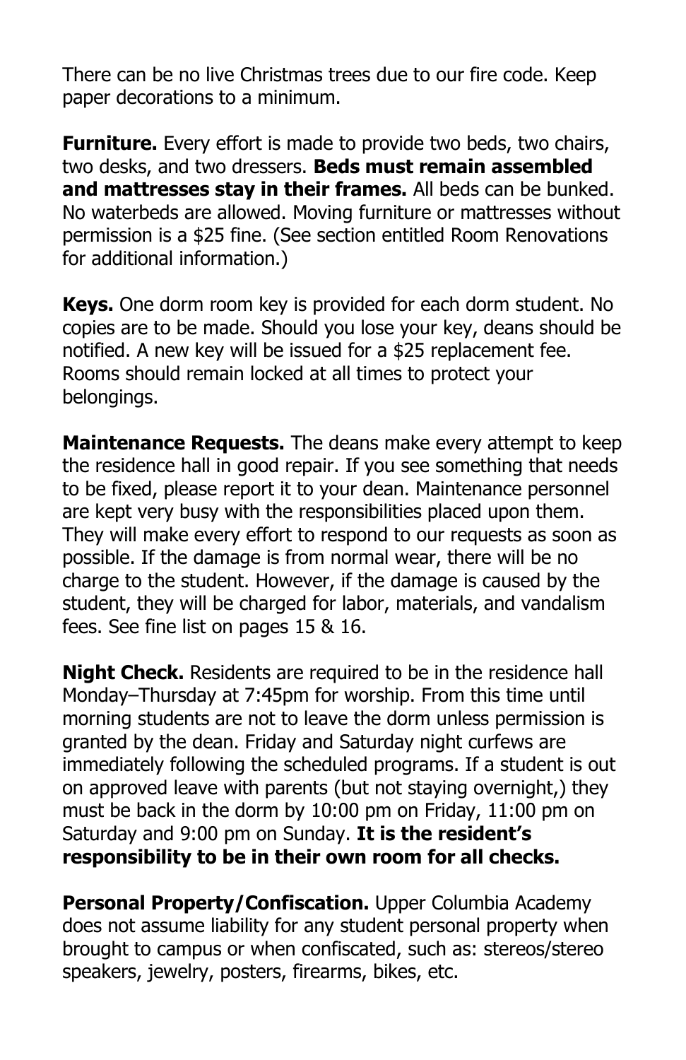There can be no live Christmas trees due to our fire code. Keep paper decorations to a minimum.

**Furniture.** Every effort is made to provide two beds, two chairs, two desks, and two dressers. **Beds must remain assembled and mattresses stay in their frames.** All beds can be bunked. No waterbeds are allowed. Moving furniture or mattresses without permission is a $25 fine. (See section entitled Room Renovations for additional information.)

**Keys.** One dorm room key is provided for each dorm student. No copies are to be made. Should you lose your key, deans should be notified. A new key will be issued for a $25 replacement fee. Rooms should remain locked at all times to protect your belongings.

**Maintenance Requests.** The deans make every attempt to keep the residence hall in good repair. If you see something that needs to be fixed, please report it to your dean. Maintenance personnel are kept very busy with the responsibilities placed upon them. They will make every effort to respond to our requests as soon as possible. If the damage is from normal wear, there will be no charge to the student. However, if the damage is caused by the student, they will be charged for labor, materials, and vandalism fees. See fine list on pages 15 & 16.

**Night Check.** Residents are required to be in the residence hall Monday–Thursday at 7:45pm for worship. From this time until morning students are not to leave the dorm unless permission is granted by the dean. Friday and Saturday night curfews are immediately following the scheduled programs. If a student is out on approved leave with parents (but not staying overnight,) they must be back in the dorm by 10:00 pm on Friday, 11:00 pm on Saturday and 9:00 pm on Sunday. **It is the resident's responsibility to be in their own room for all checks.**

**Personal Property/Confiscation.** Upper Columbia Academy does not assume liability for any student personal property when brought to campus or when confiscated, such as: stereos/stereo speakers, jewelry, posters, firearms, bikes, etc.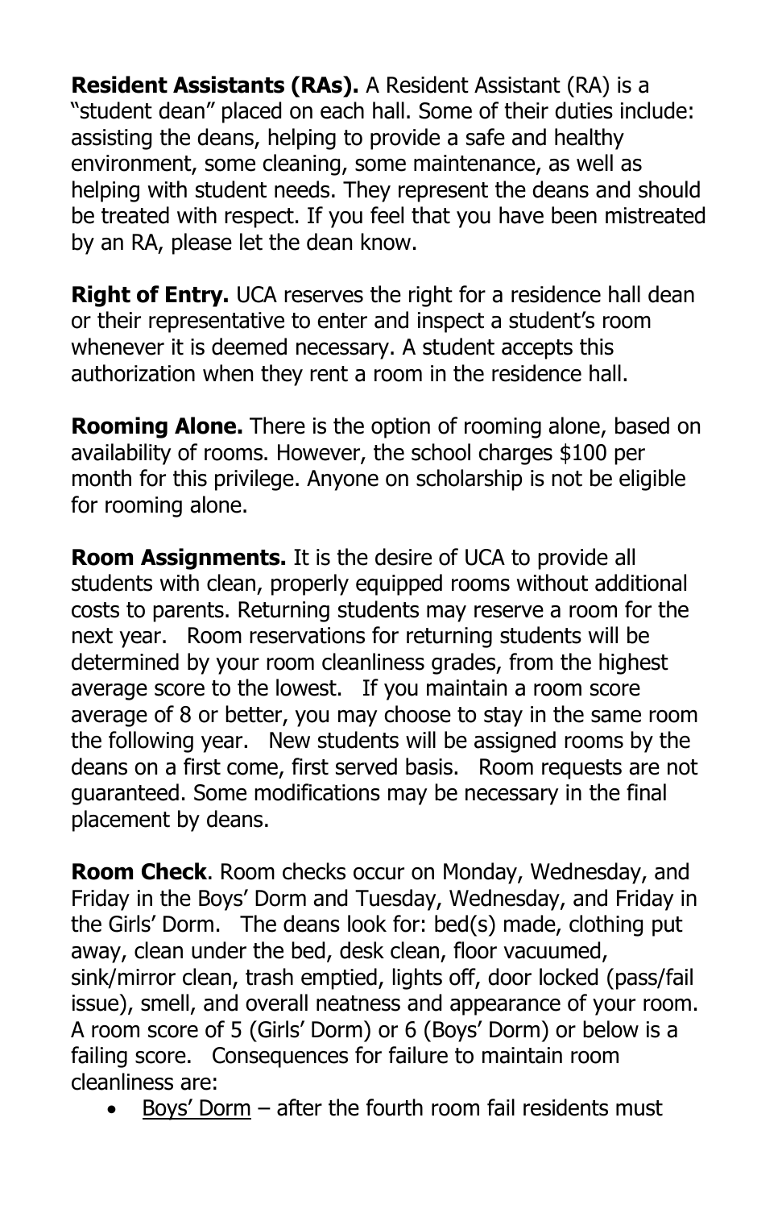**Resident Assistants (RAs).** A Resident Assistant (RA) is a "student dean" placed on each hall. Some of their duties include: assisting the deans, helping to provide a safe and healthy environment, some cleaning, some maintenance, as well as helping with student needs. They represent the deans and should be treated with respect. If you feel that you have been mistreated by an RA, please let the dean know.

**Right of Entry.** UCA reserves the right for a residence hall dean or their representative to enter and inspect a student's room whenever it is deemed necessary. A student accepts this authorization when they rent a room in the residence hall.

**Rooming Alone.** There is the option of rooming alone, based on availability of rooms. However, the school charges $100 per month for this privilege. Anyone on scholarship is not be eligible for rooming alone.

**Room Assignments.** It is the desire of UCA to provide all students with clean, properly equipped rooms without additional costs to parents. Returning students may reserve a room for the next year. Room reservations for returning students will be determined by your room cleanliness grades, from the highest average score to the lowest. If you maintain a room score average of 8 or better, you may choose to stay in the same room the following year. New students will be assigned rooms by the deans on a first come, first served basis. Room requests are not guaranteed. Some modifications may be necessary in the final placement by deans.

**Room Check**. Room checks occur on Monday, Wednesday, and Friday in the Boys' Dorm and Tuesday, Wednesday, and Friday in the Girls' Dorm. The deans look for: bed(s) made, clothing put away, clean under the bed, desk clean, floor vacuumed, sink/mirror clean, trash emptied, lights off, door locked (pass/fail issue), smell, and overall neatness and appearance of your room. A room score of 5 (Girls' Dorm) or 6 (Boys' Dorm) or below is a failing score. Consequences for failure to maintain room cleanliness are:

- <u>Boys' Dorm</u> – after the fourth room fail residents must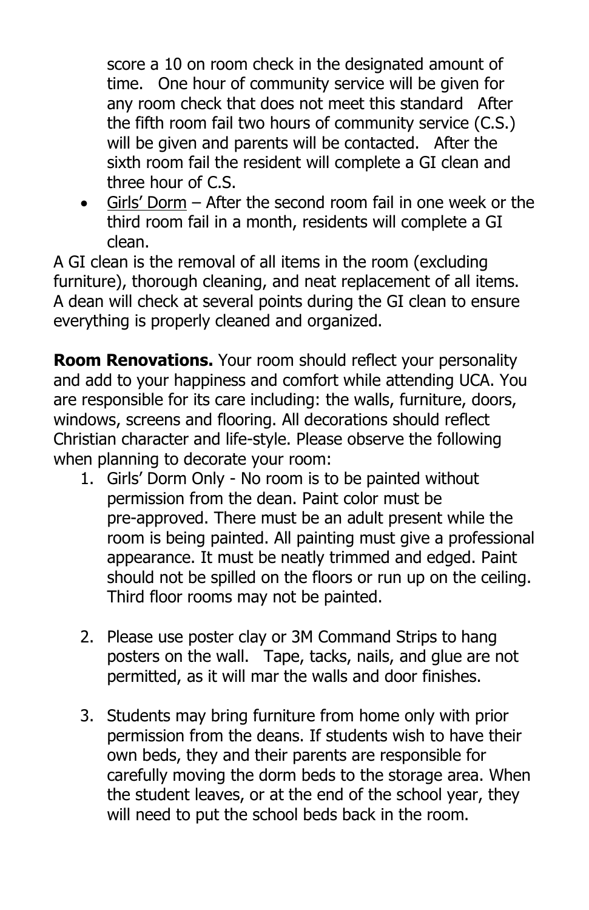score a 10 on room check in the designated amount of time. One hour of community service will be given for any room check that does not meet this standard After the fifth room fail two hours of community service (C.S.) will be given and parents will be contacted. After the sixth room fail the resident will complete a GI clean and three hour of C.S.

- Girls' Dorm – After the second room fail in one week or the third room fail in a month, residents will complete a GI clean.

A GI clean is the removal of all items in the room (excluding furniture), thorough cleaning, and neat replacement of all items. A dean will check at several points during the GI clean to ensure everything is properly cleaned and organized.

**Room Renovations.** Your room should reflect your personality and add to your happiness and comfort while attending UCA. You are responsible for its care including: the walls, furniture, doors, windows, screens and flooring. All decorations should reflect Christian character and life-style. Please observe the following when planning to decorate your room:

1. Girls' Dorm Only - No room is to be painted without permission from the dean. Paint color must be pre-approved. There must be an adult present while the room is being painted. All painting must give a professional appearance. It must be neatly trimmed and edged. Paint should not be spilled on the floors or run up on the ceiling. Third floor rooms may not be painted.

2. Please use poster clay or 3M Command Strips to hang posters on the wall. Tape, tacks, nails, and glue are not permitted, as it will mar the walls and door finishes.

3. Students may bring furniture from home only with prior permission from the deans. If students wish to have their own beds, they and their parents are responsible for carefully moving the dorm beds to the storage area. When the student leaves, or at the end of the school year, they will need to put the school beds back in the room.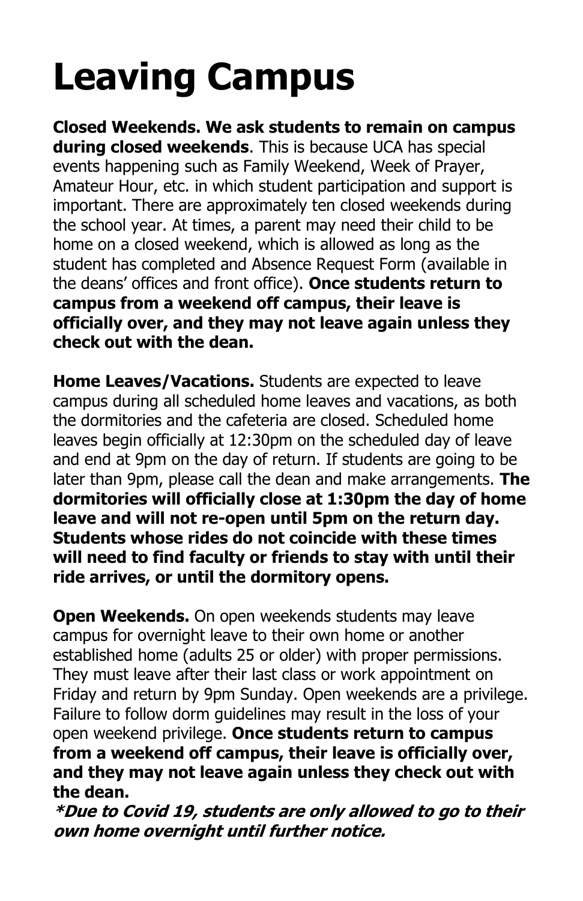# Leaving Campus

**Closed Weekends. We ask students to remain on campus during closed weekends**. This is because UCA has special events happening such as Family Weekend, Week of Prayer, Amateur Hour, etc. in which student participation and support is important. There are approximately ten closed weekends during the school year. At times, a parent may need their child to be home on a closed weekend, which is allowed as long as the student has completed and Absence Request Form (available in the deans' offices and front office). **Once students return to campus from a weekend off campus, their leave is officially over, and they may not leave again unless they check out with the dean.**

**Home Leaves/Vacations.** Students are expected to leave campus during all scheduled home leaves and vacations, as both the dormitories and the cafeteria are closed. Scheduled home leaves begin officially at 12:30pm on the scheduled day of leave and end at 9pm on the day of return. If students are going to be later than 9pm, please call the dean and make arrangements. **The dormitories will officially close at 1:30pm the day of home leave and will not re-open until 5pm on the return day. Students whose rides do not coincide with these times will need to find faculty or friends to stay with until their ride arrives, or until the dormitory opens.**

**Open Weekends.** On open weekends students may leave campus for overnight leave to their own home or another established home (adults 25 or older) with proper permissions. They must leave after their last class or work appointment on Friday and return by 9pm Sunday. Open weekends are a privilege. Failure to follow dorm guidelines may result in the loss of your open weekend privilege. **Once students return to campus from a weekend off campus, their leave is officially over, and they may not leave again unless they check out with the dean.**

***\*Due to Covid 19, students are only allowed to go to their own home overnight until further notice.***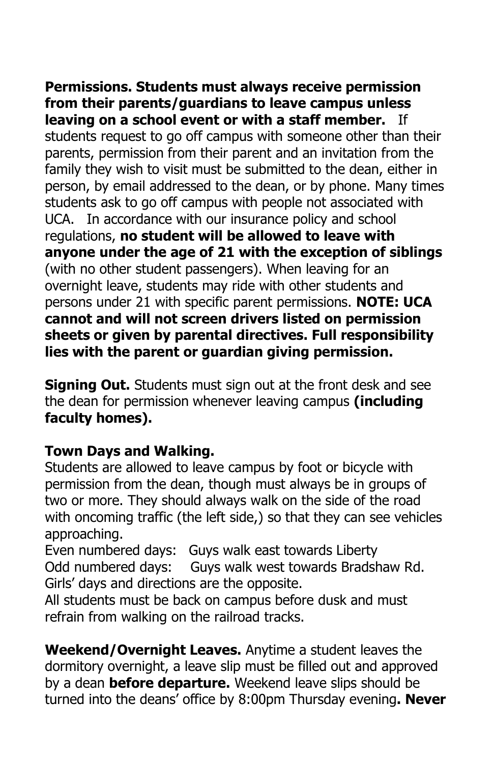**Permissions. Students must always receive permission from their parents/guardians to leave campus unless leaving on a school event or with a staff member.** If students request to go off campus with someone other than their parents, permission from their parent and an invitation from the family they wish to visit must be submitted to the dean, either in person, by email addressed to the dean, or by phone. Many times students ask to go off campus with people not associated with UCA. In accordance with our insurance policy and school regulations, **no student will be allowed to leave with anyone under the age of 21 with the exception of siblings** (with no other student passengers). When leaving for an overnight leave, students may ride with other students and persons under 21 with specific parent permissions. **NOTE: UCA cannot and will not screen drivers listed on permission sheets or given by parental directives. Full responsibility lies with the parent or guardian giving permission.**

**Signing Out.** Students must sign out at the front desk and see the dean for permission whenever leaving campus **(including faculty homes).**

**Town Days and Walking.**

Students are allowed to leave campus by foot or bicycle with permission from the dean, though must always be in groups of two or more. They should always walk on the side of the road with oncoming traffic (the left side,) so that they can see vehicles approaching.

Even numbered days: Guys walk east towards Liberty
Odd numbered days: Guys walk west towards Bradshaw Rd.
Girls' days and directions are the opposite.
All students must be back on campus before dusk and must refrain from walking on the railroad tracks.

**Weekend/Overnight Leaves.** Anytime a student leaves the dormitory overnight, a leave slip must be filled out and approved by a dean **before departure.** Weekend leave slips should be turned into the deans' office by 8:00pm Thursday evening**. Never**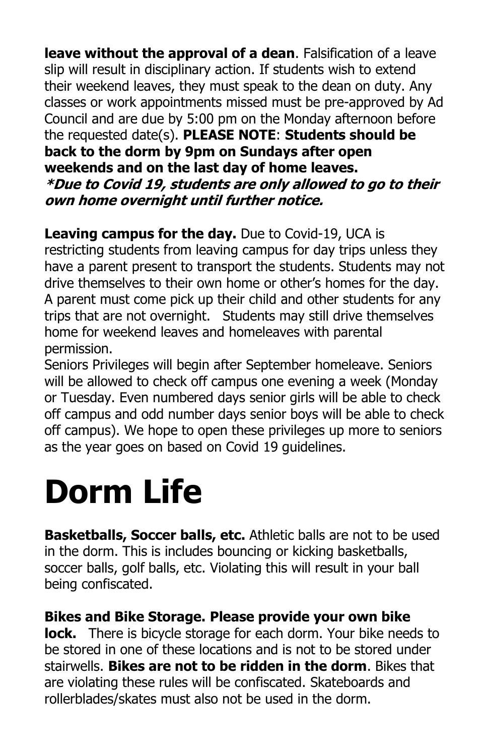**leave without the approval of a dean**. Falsification of a leave slip will result in disciplinary action. If students wish to extend their weekend leaves, they must speak to the dean on duty. Any classes or work appointments missed must be pre-approved by Ad Council and are due by 5:00 pm on the Monday afternoon before the requested date(s). **PLEASE NOTE**: **Students should be back to the dorm by 9pm on Sundays after open weekends and on the last day of home leaves.**
***\*Due to Covid 19, students are only allowed to go to their own home overnight until further notice.***

**Leaving campus for the day.** Due to Covid-19, UCA is restricting students from leaving campus for day trips unless they have a parent present to transport the students. Students may not drive themselves to their own home or other's homes for the day. A parent must come pick up their child and other students for any trips that are not overnight. Students may still drive themselves home for weekend leaves and homeleaves with parental permission.
Seniors Privileges will begin after September homeleave. Seniors will be allowed to check off campus one evening a week (Monday or Tuesday. Even numbered days senior girls will be able to check off campus and odd number days senior boys will be able to check off campus). We hope to open these privileges up more to seniors as the year goes on based on Covid 19 guidelines.

# Dorm Life

**Basketballs, Soccer balls, etc.** Athletic balls are not to be used in the dorm. This is includes bouncing or kicking basketballs, soccer balls, golf balls, etc. Violating this will result in your ball being confiscated.

**Bikes and Bike Storage. Please provide your own bike lock.** There is bicycle storage for each dorm. Your bike needs to be stored in one of these locations and is not to be stored under stairwells. **Bikes are not to be ridden in the dorm**. Bikes that are violating these rules will be confiscated. Skateboards and rollerblades/skates must also not be used in the dorm.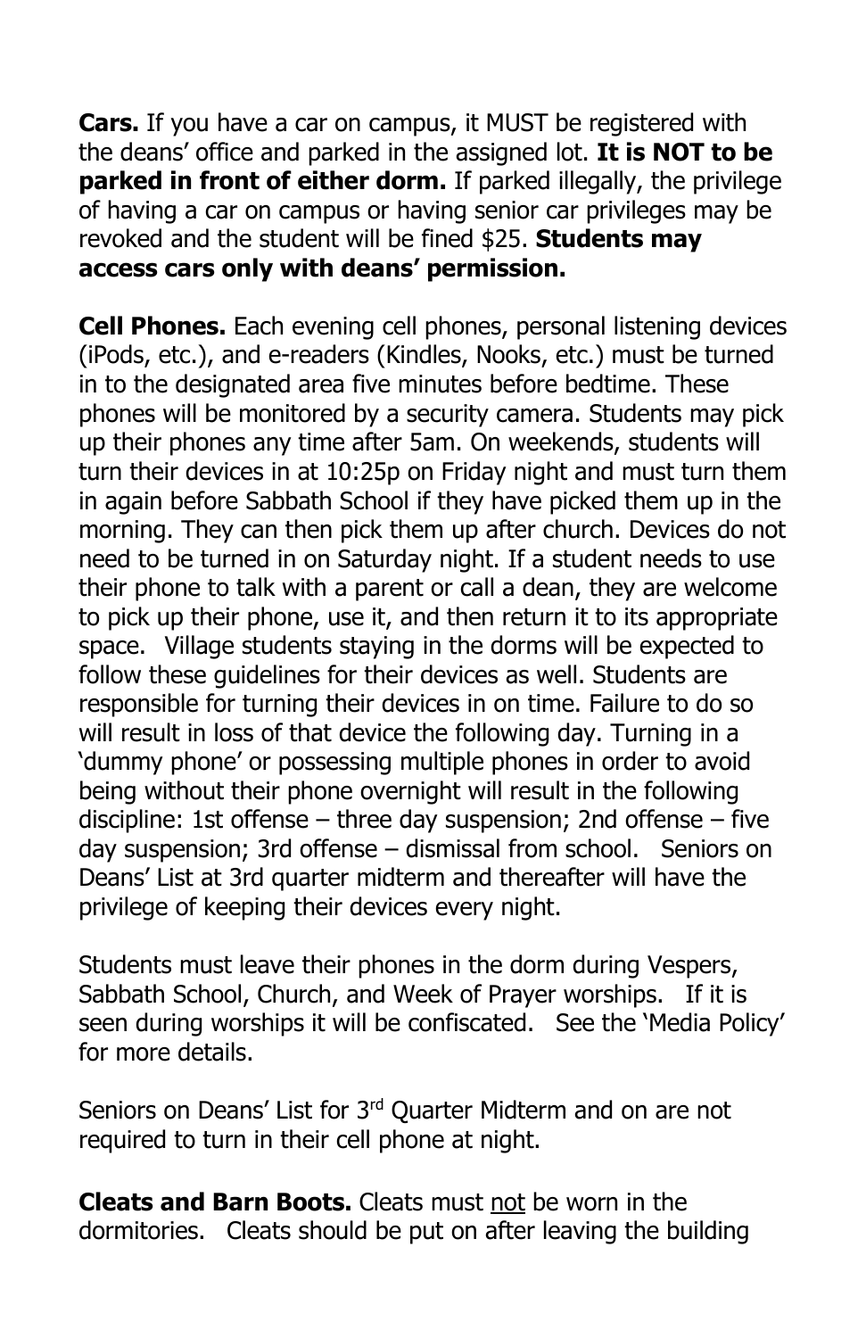**Cars.** If you have a car on campus, it MUST be registered with the deans' office and parked in the assigned lot. **It is NOT to be parked in front of either dorm.** If parked illegally, the privilege of having a car on campus or having senior car privileges may be revoked and the student will be fined $25. **Students may access cars only with deans' permission.**

**Cell Phones.** Each evening cell phones, personal listening devices (iPods, etc.), and e-readers (Kindles, Nooks, etc.) must be turned in to the designated area five minutes before bedtime. These phones will be monitored by a security camera. Students may pick up their phones any time after 5am. On weekends, students will turn their devices in at 10:25p on Friday night and must turn them in again before Sabbath School if they have picked them up in the morning. They can then pick them up after church. Devices do not need to be turned in on Saturday night. If a student needs to use their phone to talk with a parent or call a dean, they are welcome to pick up their phone, use it, and then return it to its appropriate space. Village students staying in the dorms will be expected to follow these guidelines for their devices as well. Students are responsible for turning their devices in on time. Failure to do so will result in loss of that device the following day. Turning in a 'dummy phone' or possessing multiple phones in order to avoid being without their phone overnight will result in the following discipline: 1st offense – three day suspension; 2nd offense – five day suspension; 3rd offense – dismissal from school. Seniors on Deans' List at 3rd quarter midterm and thereafter will have the privilege of keeping their devices every night.

Students must leave their phones in the dorm during Vespers, Sabbath School, Church, and Week of Prayer worships. If it is seen during worships it will be confiscated. See the 'Media Policy' for more details.

Seniors on Deans' List for 3rd Quarter Midterm and on are not required to turn in their cell phone at night.

**Cleats and Barn Boots.** Cleats must <u>not</u> be worn in the dormitories. Cleats should be put on after leaving the building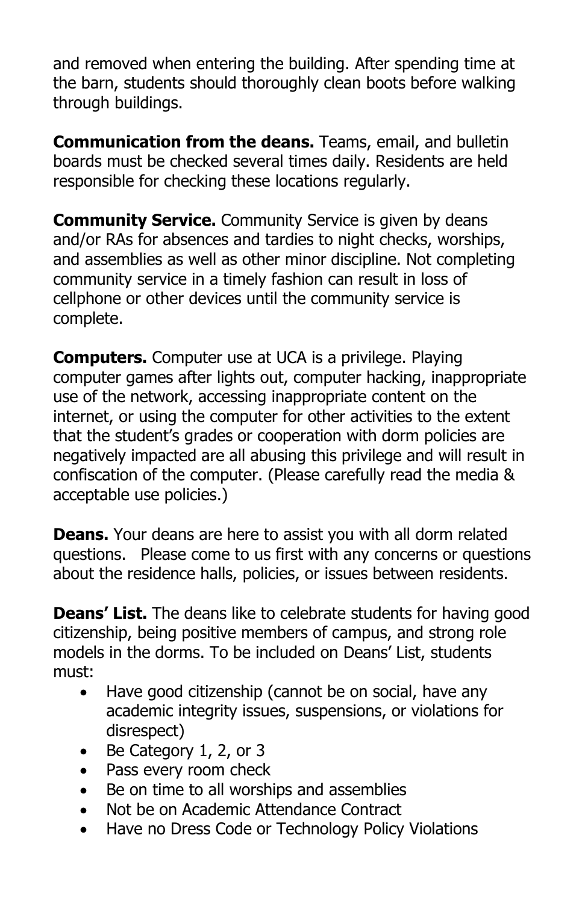and removed when entering the building. After spending time at the barn, students should thoroughly clean boots before walking through buildings.

**Communication from the deans.** Teams, email, and bulletin boards must be checked several times daily. Residents are held responsible for checking these locations regularly.

**Community Service.** Community Service is given by deans and/or RAs for absences and tardies to night checks, worships, and assemblies as well as other minor discipline. Not completing community service in a timely fashion can result in loss of cellphone or other devices until the community service is complete.

**Computers.** Computer use at UCA is a privilege. Playing computer games after lights out, computer hacking, inappropriate use of the network, accessing inappropriate content on the internet, or using the computer for other activities to the extent that the student's grades or cooperation with dorm policies are negatively impacted are all abusing this privilege and will result in confiscation of the computer. (Please carefully read the media & acceptable use policies.)

**Deans.** Your deans are here to assist you with all dorm related questions. Please come to us first with any concerns or questions about the residence halls, policies, or issues between residents.

**Deans' List.** The deans like to celebrate students for having good citizenship, being positive members of campus, and strong role models in the dorms. To be included on Deans' List, students must:

- Have good citizenship (cannot be on social, have any academic integrity issues, suspensions, or violations for disrespect)
- Be Category 1, 2, or 3
- Pass every room check
- Be on time to all worships and assemblies
- Not be on Academic Attendance Contract
- Have no Dress Code or Technology Policy Violations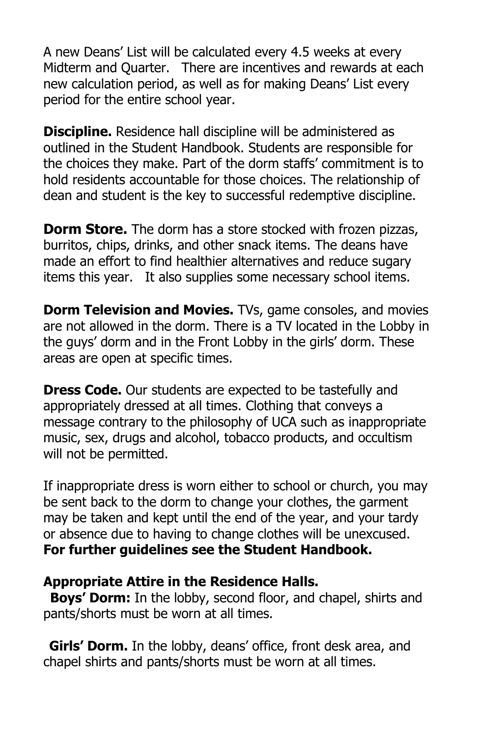A new Deans' List will be calculated every 4.5 weeks at every Midterm and Quarter. There are incentives and rewards at each new calculation period, as well as for making Deans' List every period for the entire school year.

**Discipline.** Residence hall discipline will be administered as outlined in the Student Handbook. Students are responsible for the choices they make. Part of the dorm staffs' commitment is to hold residents accountable for those choices. The relationship of dean and student is the key to successful redemptive discipline.

**Dorm Store.** The dorm has a store stocked with frozen pizzas, burritos, chips, drinks, and other snack items. The deans have made an effort to find healthier alternatives and reduce sugary items this year. It also supplies some necessary school items.

**Dorm Television and Movies.** TVs, game consoles, and movies are not allowed in the dorm. There is a TV located in the Lobby in the guys' dorm and in the Front Lobby in the girls' dorm. These areas are open at specific times.

**Dress Code.** Our students are expected to be tastefully and appropriately dressed at all times. Clothing that conveys a message contrary to the philosophy of UCA such as inappropriate music, sex, drugs and alcohol, tobacco products, and occultism will not be permitted.

If inappropriate dress is worn either to school or church, you may be sent back to the dorm to change your clothes, the garment may be taken and kept until the end of the year, and your tardy or absence due to having to change clothes will be unexcused. **For further guidelines see the Student Handbook.**

**Appropriate Attire in the Residence Halls.**

**Boys' Dorm:** In the lobby, second floor, and chapel, shirts and pants/shorts must be worn at all times.

**Girls' Dorm.** In the lobby, deans' office, front desk area, and chapel shirts and pants/shorts must be worn at all times.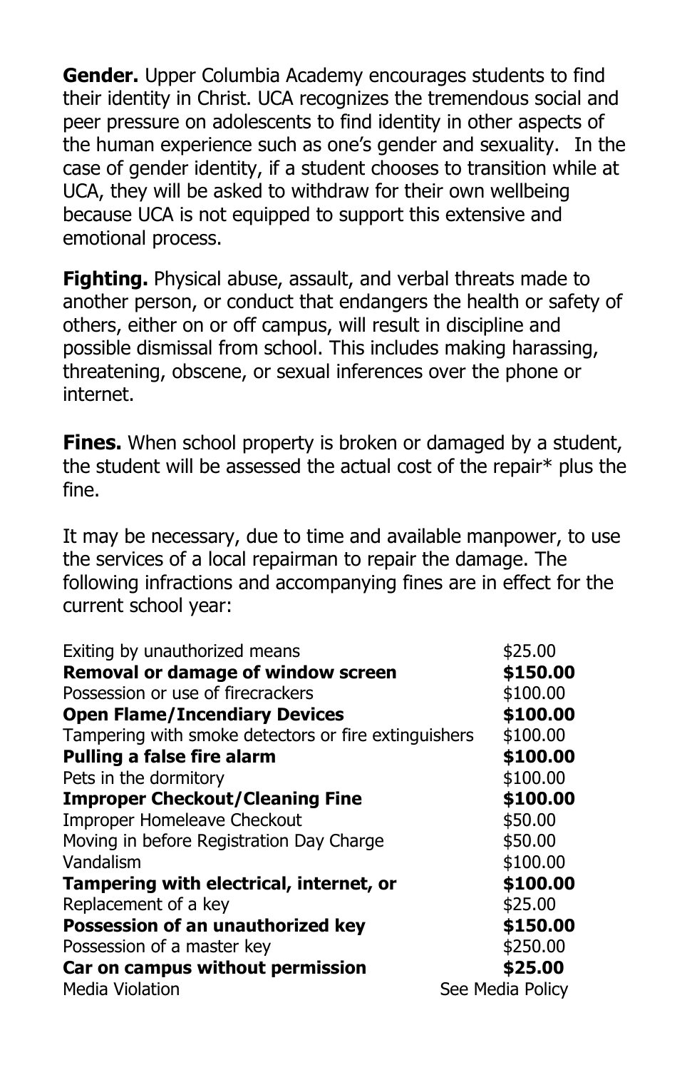**Gender.** Upper Columbia Academy encourages students to find their identity in Christ. UCA recognizes the tremendous social and peer pressure on adolescents to find identity in other aspects of the human experience such as one's gender and sexuality. In the case of gender identity, if a student chooses to transition while at UCA, they will be asked to withdraw for their own wellbeing because UCA is not equipped to support this extensive and emotional process.

**Fighting.** Physical abuse, assault, and verbal threats made to another person, or conduct that endangers the health or safety of others, either on or off campus, will result in discipline and possible dismissal from school. This includes making harassing, threatening, obscene, or sexual inferences over the phone or internet.

**Fines.** When school property is broken or damaged by a student, the student will be assessed the actual cost of the repair* plus the fine.

It may be necessary, due to time and available manpower, to use the services of a local repairman to repair the damage. The following infractions and accompanying fines are in effect for the current school year:

| Infraction | Fine |
|---|---|
| Exiting by unauthorized means | $25.00 |
| **Removal or damage of window screen** | **$150.00** |
| Possession or use of firecrackers | $100.00 |
| **Open Flame/Incendiary Devices** | **$100.00** |
| Tampering with smoke detectors or fire extinguishers | $100.00 |
| **Pulling a false fire alarm** | **$100.00** |
| Pets in the dormitory | $100.00 |
| **Improper Checkout/Cleaning Fine** | **$100.00** |
| Improper Homeleave Checkout | $50.00 |
| Moving in before Registration Day Charge | $50.00 |
| Vandalism | $100.00 |
| **Tampering with electrical, internet, or** | **$100.00** |
| Replacement of a key | $25.00 |
| **Possession of an unauthorized key** | **$150.00** |
| Possession of a master key | $250.00 |
| **Car on campus without permission** | **$25.00** |
| Media Violation | See Media Policy |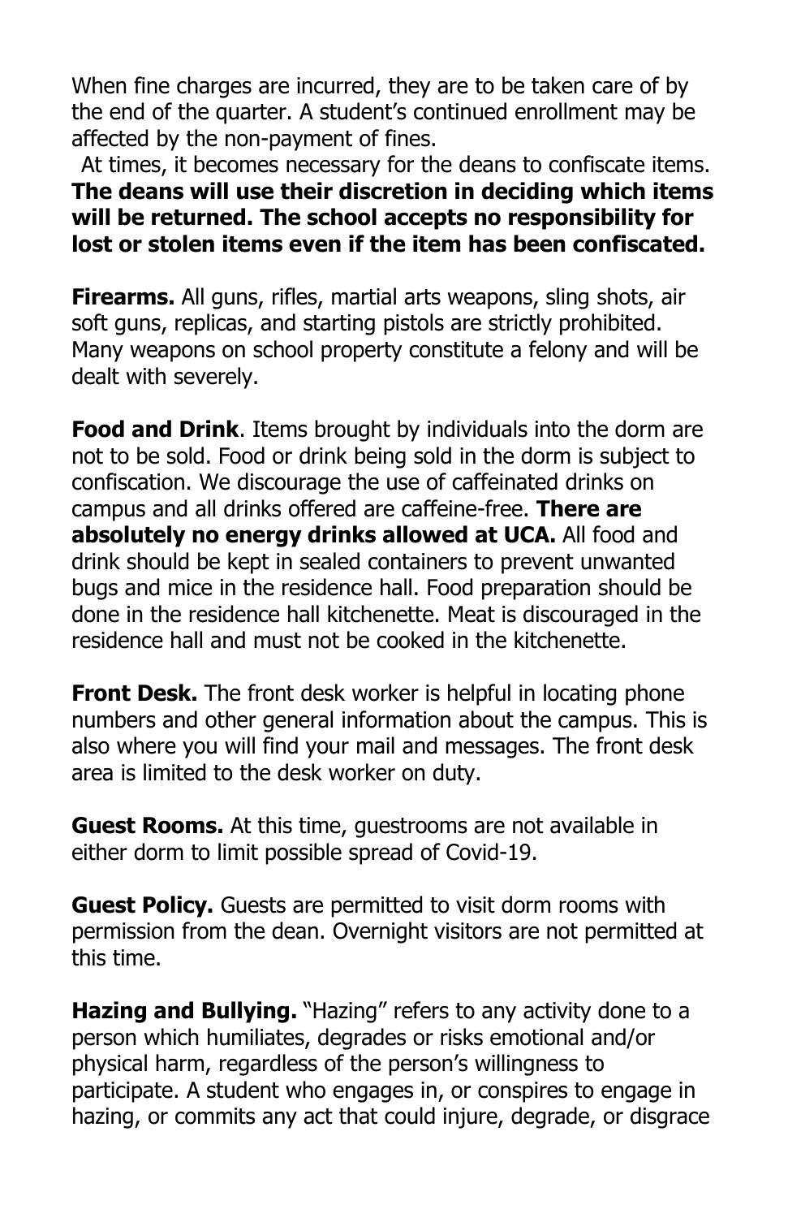When fine charges are incurred, they are to be taken care of by the end of the quarter. A student's continued enrollment may be affected by the non-payment of fines.

At times, it becomes necessary for the deans to confiscate items. **The deans will use their discretion in deciding which items will be returned. The school accepts no responsibility for lost or stolen items even if the item has been confiscated.**

**Firearms.** All guns, rifles, martial arts weapons, sling shots, air soft guns, replicas, and starting pistols are strictly prohibited. Many weapons on school property constitute a felony and will be dealt with severely.

**Food and Drink**. Items brought by individuals into the dorm are not to be sold. Food or drink being sold in the dorm is subject to confiscation. We discourage the use of caffeinated drinks on campus and all drinks offered are caffeine-free. **There are absolutely no energy drinks allowed at UCA.** All food and drink should be kept in sealed containers to prevent unwanted bugs and mice in the residence hall. Food preparation should be done in the residence hall kitchenette. Meat is discouraged in the residence hall and must not be cooked in the kitchenette.

**Front Desk.** The front desk worker is helpful in locating phone numbers and other general information about the campus. This is also where you will find your mail and messages. The front desk area is limited to the desk worker on duty.

**Guest Rooms.** At this time, guestrooms are not available in either dorm to limit possible spread of Covid-19.

**Guest Policy.** Guests are permitted to visit dorm rooms with permission from the dean. Overnight visitors are not permitted at this time.

**Hazing and Bullying.** "Hazing" refers to any activity done to a person which humiliates, degrades or risks emotional and/or physical harm, regardless of the person's willingness to participate. A student who engages in, or conspires to engage in hazing, or commits any act that could injure, degrade, or disgrace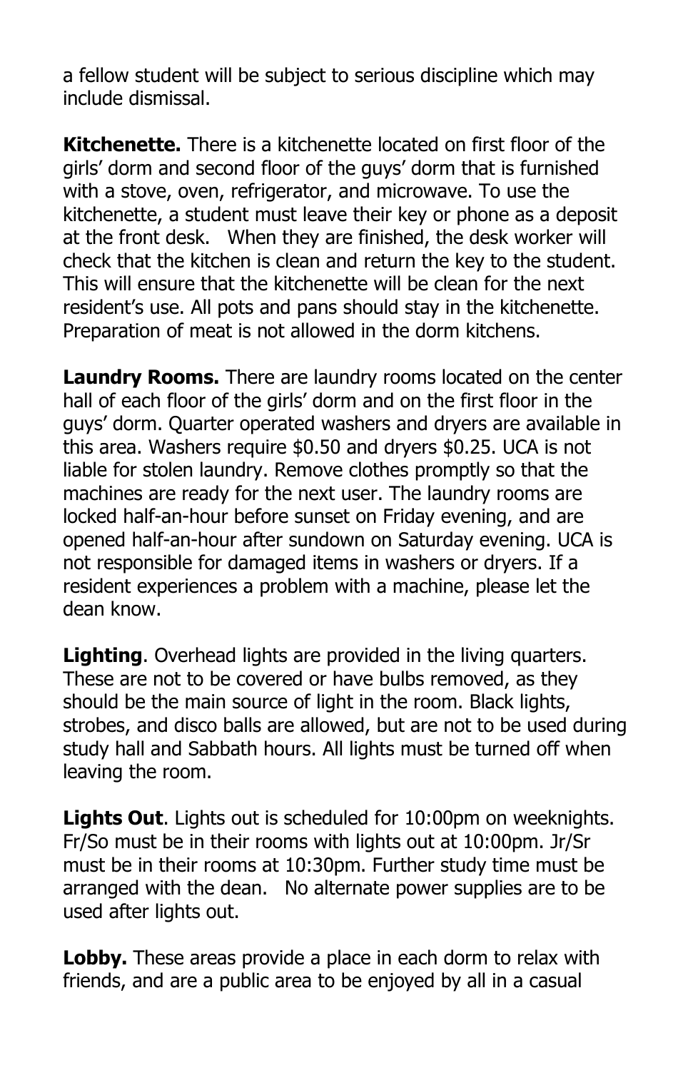a fellow student will be subject to serious discipline which may include dismissal.

**Kitchenette.** There is a kitchenette located on first floor of the girls' dorm and second floor of the guys' dorm that is furnished with a stove, oven, refrigerator, and microwave. To use the kitchenette, a student must leave their key or phone as a deposit at the front desk. When they are finished, the desk worker will check that the kitchen is clean and return the key to the student. This will ensure that the kitchenette will be clean for the next resident's use. All pots and pans should stay in the kitchenette. Preparation of meat is not allowed in the dorm kitchens.

**Laundry Rooms.** There are laundry rooms located on the center hall of each floor of the girls' dorm and on the first floor in the guys' dorm. Quarter operated washers and dryers are available in this area. Washers require $0.50 and dryers $0.25. UCA is not liable for stolen laundry. Remove clothes promptly so that the machines are ready for the next user. The laundry rooms are locked half-an-hour before sunset on Friday evening, and are opened half-an-hour after sundown on Saturday evening. UCA is not responsible for damaged items in washers or dryers. If a resident experiences a problem with a machine, please let the dean know.

**Lighting**. Overhead lights are provided in the living quarters. These are not to be covered or have bulbs removed, as they should be the main source of light in the room. Black lights, strobes, and disco balls are allowed, but are not to be used during study hall and Sabbath hours. All lights must be turned off when leaving the room.

**Lights Out**. Lights out is scheduled for 10:00pm on weeknights. Fr/So must be in their rooms with lights out at 10:00pm. Jr/Sr must be in their rooms at 10:30pm. Further study time must be arranged with the dean. No alternate power supplies are to be used after lights out.

**Lobby.** These areas provide a place in each dorm to relax with friends, and are a public area to be enjoyed by all in a casual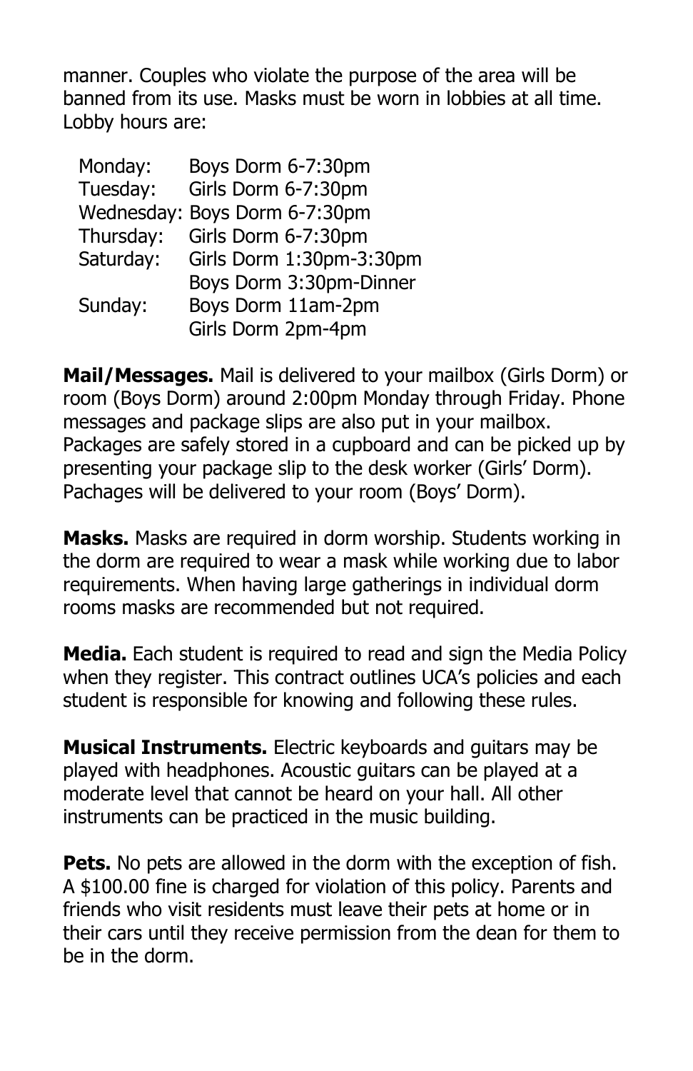manner. Couples who violate the purpose of the area will be banned from its use. Masks must be worn in lobbies at all time. Lobby hours are:

| | |
|---|---|
| Monday: | Boys Dorm 6-7:30pm |
| Tuesday: | Girls Dorm 6-7:30pm |
| Wednesday: | Boys Dorm 6-7:30pm |
| Thursday: | Girls Dorm 6-7:30pm |
| Saturday: | Girls Dorm 1:30pm-3:30pm |
| | Boys Dorm 3:30pm-Dinner |
| Sunday: | Boys Dorm 11am-2pm |
| | Girls Dorm 2pm-4pm |

**Mail/Messages.** Mail is delivered to your mailbox (Girls Dorm) or room (Boys Dorm) around 2:00pm Monday through Friday. Phone messages and package slips are also put in your mailbox. Packages are safely stored in a cupboard and can be picked up by presenting your package slip to the desk worker (Girls' Dorm). Pachages will be delivered to your room (Boys' Dorm).

**Masks.** Masks are required in dorm worship. Students working in the dorm are required to wear a mask while working due to labor requirements. When having large gatherings in individual dorm rooms masks are recommended but not required.

**Media.** Each student is required to read and sign the Media Policy when they register. This contract outlines UCA's policies and each student is responsible for knowing and following these rules.

**Musical Instruments.** Electric keyboards and guitars may be played with headphones. Acoustic guitars can be played at a moderate level that cannot be heard on your hall. All other instruments can be practiced in the music building.

**Pets.** No pets are allowed in the dorm with the exception of fish. A $100.00 fine is charged for violation of this policy. Parents and friends who visit residents must leave their pets at home or in their cars until they receive permission from the dean for them to be in the dorm.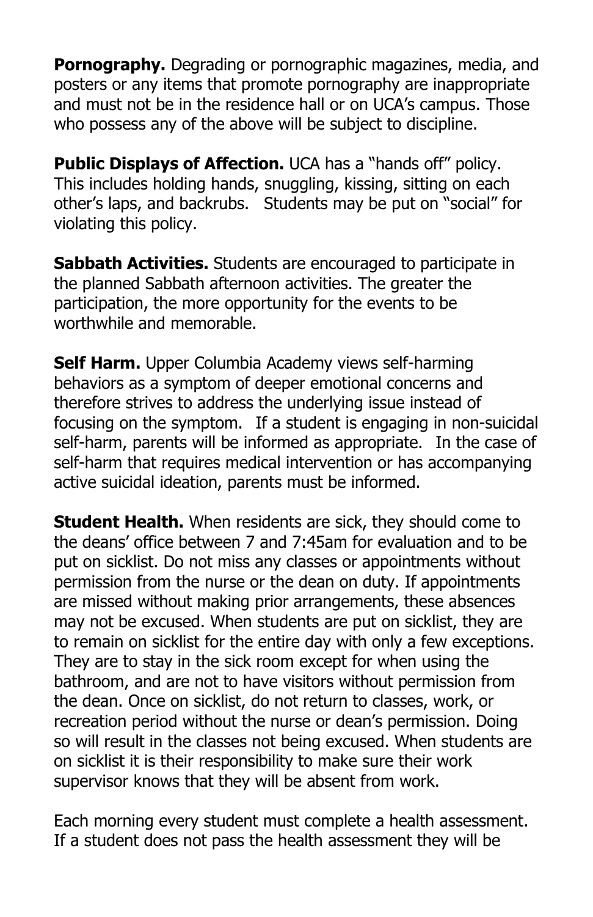**Pornography.** Degrading or pornographic magazines, media, and posters or any items that promote pornography are inappropriate and must not be in the residence hall or on UCA's campus. Those who possess any of the above will be subject to discipline.

**Public Displays of Affection.** UCA has a "hands off" policy. This includes holding hands, snuggling, kissing, sitting on each other's laps, and backrubs. Students may be put on "social" for violating this policy.

**Sabbath Activities.** Students are encouraged to participate in the planned Sabbath afternoon activities. The greater the participation, the more opportunity for the events to be worthwhile and memorable.

**Self Harm.** Upper Columbia Academy views self-harming behaviors as a symptom of deeper emotional concerns and therefore strives to address the underlying issue instead of focusing on the symptom. If a student is engaging in non-suicidal self-harm, parents will be informed as appropriate. In the case of self-harm that requires medical intervention or has accompanying active suicidal ideation, parents must be informed.

**Student Health.** When residents are sick, they should come to the deans' office between 7 and 7:45am for evaluation and to be put on sicklist. Do not miss any classes or appointments without permission from the nurse or the dean on duty. If appointments are missed without making prior arrangements, these absences may not be excused. When students are put on sicklist, they are to remain on sicklist for the entire day with only a few exceptions. They are to stay in the sick room except for when using the bathroom, and are not to have visitors without permission from the dean. Once on sicklist, do not return to classes, work, or recreation period without the nurse or dean's permission. Doing so will result in the classes not being excused. When students are on sicklist it is their responsibility to make sure their work supervisor knows that they will be absent from work.

Each morning every student must complete a health assessment. If a student does not pass the health assessment they will be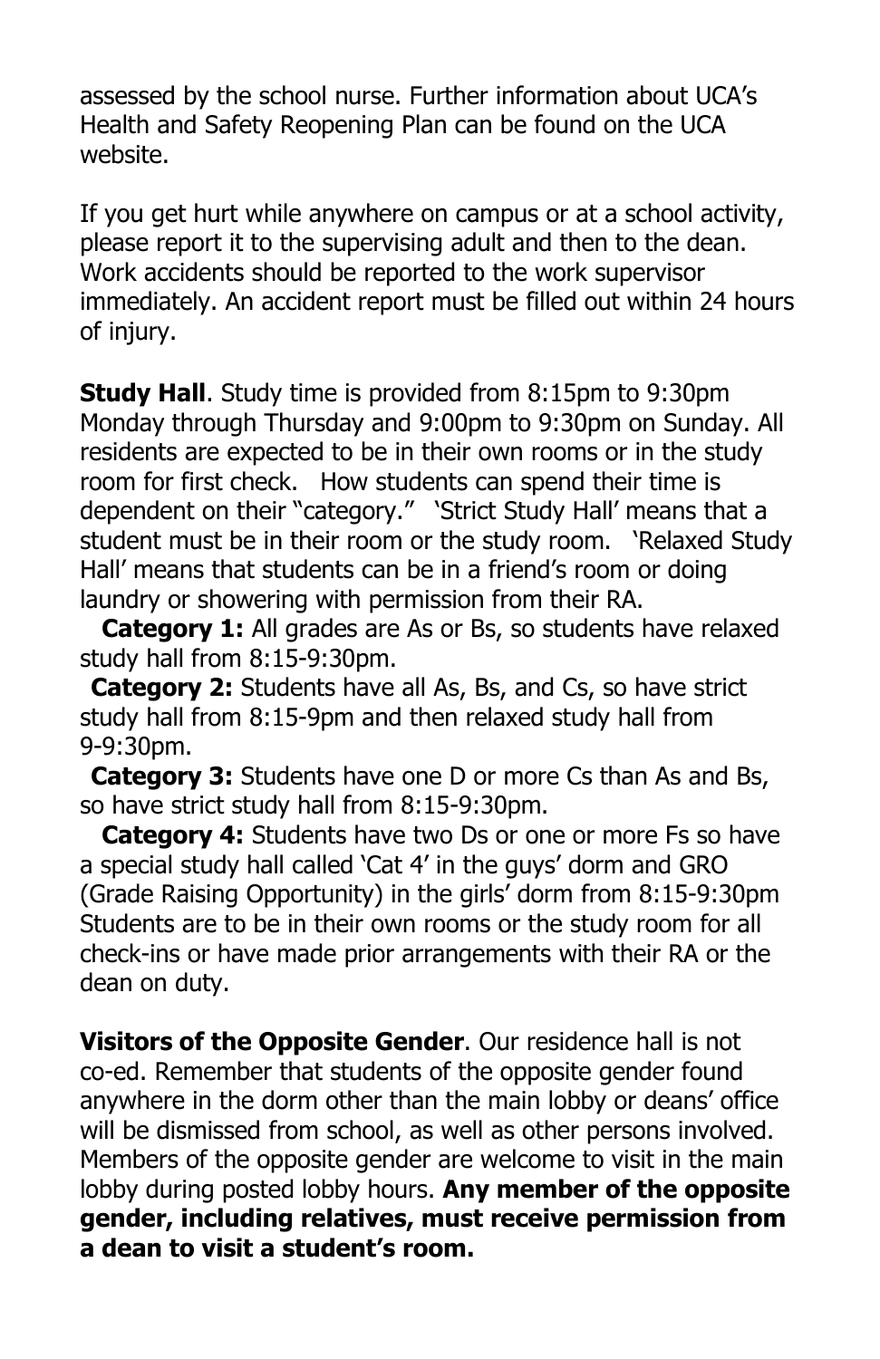assessed by the school nurse. Further information about UCA's Health and Safety Reopening Plan can be found on the UCA website.

If you get hurt while anywhere on campus or at a school activity, please report it to the supervising adult and then to the dean. Work accidents should be reported to the work supervisor immediately. An accident report must be filled out within 24 hours of injury.

**Study Hall**. Study time is provided from 8:15pm to 9:30pm Monday through Thursday and 9:00pm to 9:30pm on Sunday. All residents are expected to be in their own rooms or in the study room for first check. How students can spend their time is dependent on their "category." 'Strict Study Hall' means that a student must be in their room or the study room. 'Relaxed Study Hall' means that students can be in a friend's room or doing laundry or showering with permission from their RA.

**Category 1:** All grades are As or Bs, so students have relaxed study hall from 8:15-9:30pm.

**Category 2:** Students have all As, Bs, and Cs, so have strict study hall from 8:15-9pm and then relaxed study hall from 9-9:30pm.

**Category 3:** Students have one D or more Cs than As and Bs, so have strict study hall from 8:15-9:30pm.

**Category 4:** Students have two Ds or one or more Fs so have a special study hall called 'Cat 4' in the guys' dorm and GRO (Grade Raising Opportunity) in the girls' dorm from 8:15-9:30pm Students are to be in their own rooms or the study room for all check-ins or have made prior arrangements with their RA or the dean on duty.

**Visitors of the Opposite Gender**. Our residence hall is not co-ed. Remember that students of the opposite gender found anywhere in the dorm other than the main lobby or deans' office will be dismissed from school, as well as other persons involved. Members of the opposite gender are welcome to visit in the main lobby during posted lobby hours. **Any member of the opposite gender, including relatives, must receive permission from a dean to visit a student's room.**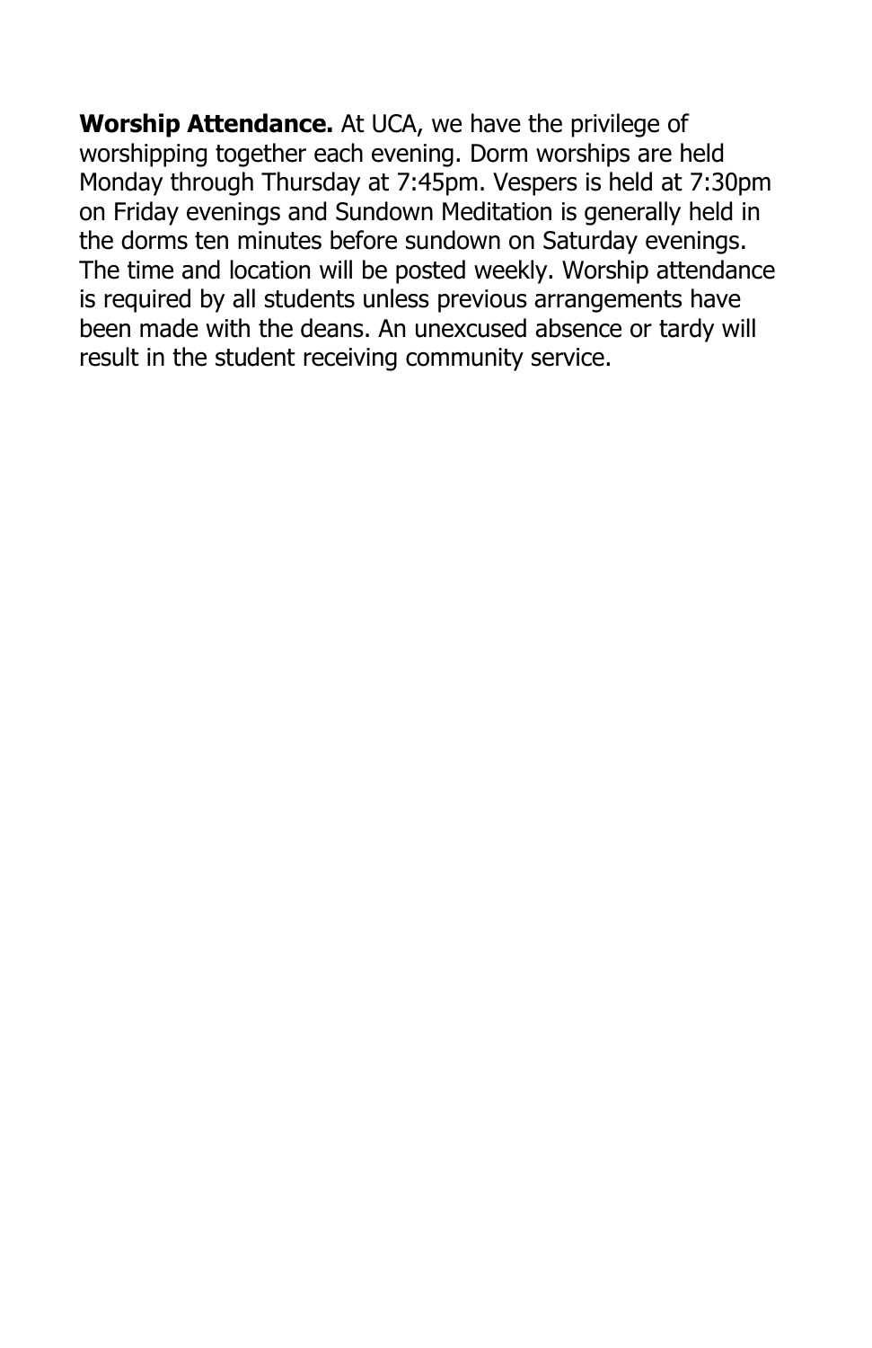**Worship Attendance.** At UCA, we have the privilege of worshipping together each evening. Dorm worships are held Monday through Thursday at 7:45pm. Vespers is held at 7:30pm on Friday evenings and Sundown Meditation is generally held in the dorms ten minutes before sundown on Saturday evenings. The time and location will be posted weekly. Worship attendance is required by all students unless previous arrangements have been made with the deans. An unexcused absence or tardy will result in the student receiving community service.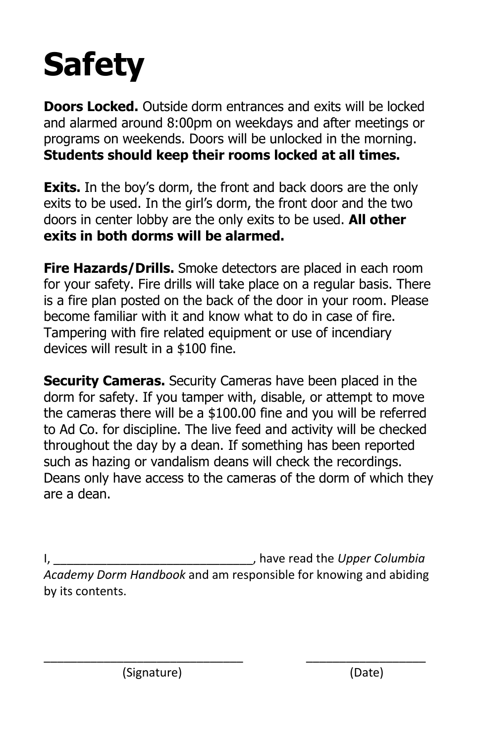# Safety

**Doors Locked.** Outside dorm entrances and exits will be locked and alarmed around 8:00pm on weekdays and after meetings or programs on weekends. Doors will be unlocked in the morning. **Students should keep their rooms locked at all times.**

**Exits.** In the boy's dorm, the front and back doors are the only exits to be used. In the girl's dorm, the front door and the two doors in center lobby are the only exits to be used. **All other exits in both dorms will be alarmed.**

**Fire Hazards/Drills.** Smoke detectors are placed in each room for your safety. Fire drills will take place on a regular basis. There is a fire plan posted on the back of the door in your room. Please become familiar with it and know what to do in case of fire. Tampering with fire related equipment or use of incendiary devices will result in a $100 fine.

**Security Cameras.** Security Cameras have been placed in the dorm for safety. If you tamper with, disable, or attempt to move the cameras there will be a $100.00 fine and you will be referred to Ad Co. for discipline. The live feed and activity will be checked throughout the day by a dean. If something has been reported such as hazing or vandalism deans will check the recordings. Deans only have access to the cameras of the dorm of which they are a dean.

I, ______________________________, have read the *Upper Columbia Academy Dorm Handbook* and am responsible for knowing and abiding by its contents.

______________________________ ____________________

(Signature) (Date)